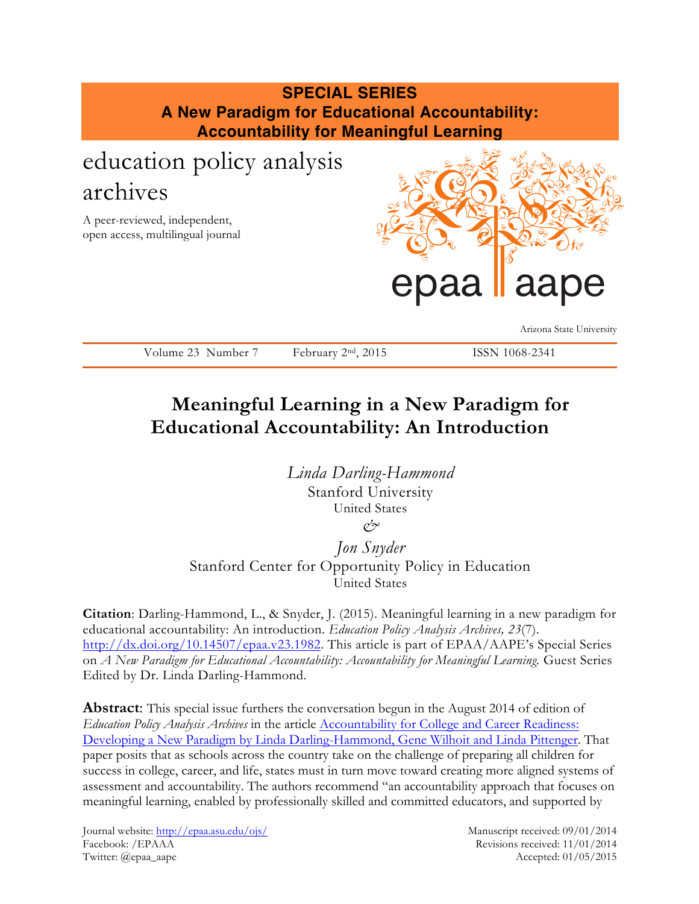**SPECIAL SERIES**
**A New Paradigm for Educational Accountability: Accountability for Meaningful Learning**

education policy analysis archives

A peer-reviewed, independent, open access, multilingual journal

Arizona State University

Volume 23 Number 7 February 2nd, 2015 ISSN 1068-2341

# Meaningful Learning in a New Paradigm for Educational Accountability: An Introduction

*Linda Darling-Hammond*
Stanford University
United States
&
*Jon Snyder*
Stanford Center for Opportunity Policy in Education
United States

**Citation**: Darling-Hammond, L., & Snyder, J. (2015). Meaningful learning in a new paradigm for educational accountability: An introduction. *Education Policy Analysis Archives, 23*(7). http://dx.doi.org/10.14507/epaa.v23.1982. This article is part of EPAA/AAPE's Special Series on *A New Paradigm for Educational Accountability: Accountability for Meaningful Learning.* Guest Series Edited by Dr. Linda Darling-Hammond.

**Abstract**: This special issue furthers the conversation begun in the August 2014 of edition of *Education Policy Analysis Archives* in the article Accountability for College and Career Readiness: Developing a New Paradigm by Linda Darling-Hammond, Gene Wilhoit and Linda Pittenger. That paper posits that as schools across the country take on the challenge of preparing all children for success in college, career, and life, states must in turn move toward creating more aligned systems of assessment and accountability. The authors recommend "an accountability approach that focuses on meaningful learning, enabled by professionally skilled and committed educators, and supported by

Journal website: http://epaa.asu.edu/ojs/
Facebook: /EPAAA
Twitter: @epaa_aape

Manuscript received: 09/01/2014
Revisions received: 11/01/2014
Accepted: 01/05/2015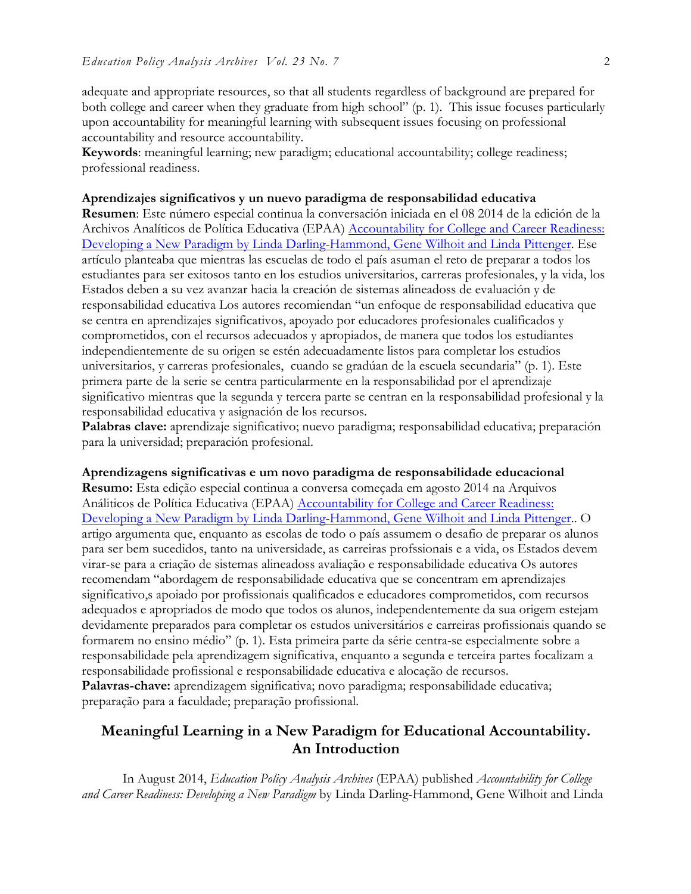adequate and appropriate resources, so that all students regardless of background are prepared for both college and career when they graduate from high school" (p. 1). This issue focuses particularly upon accountability for meaningful learning with subsequent issues focusing on professional accountability and resource accountability.

**Keywords**: meaningful learning; new paradigm; educational accountability; college readiness; professional readiness.

**Aprendizajes significativos y un nuevo paradigma de responsabilidad educativa**

**Resumen**: Este número especial continua la conversación iniciada en el 08 2014 de la edición de la Archivos Analíticos de Política Educativa (EPAA) Accountability for College and Career Readiness: Developing a New Paradigm by Linda Darling-Hammond, Gene Wilhoit and Linda Pittenger. Ese artículo planteaba que mientras las escuelas de todo el país asuman el reto de preparar a todos los estudiantes para ser exitosos tanto en los estudios universitarios, carreras profesionales, y la vida, los Estados deben a su vez avanzar hacia la creación de sistemas alineadoss de evaluación y de responsabilidad educativa Los autores recomiendan "un enfoque de responsabilidad educativa que se centra en aprendizajes significativos, apoyado por educadores profesionales cualificados y comprometidos, con el recursos adecuados y apropiados, de manera que todos los estudiantes independientemente de su origen se estén adecuadamente listos para completar los estudios universitarios, y carreras profesionales, cuando se gradúan de la escuela secundaria" (p. 1). Este primera parte de la serie se centra particularmente en la responsabilidad por el aprendizaje significativo mientras que la segunda y tercera parte se centran en la responsabilidad profesional y la responsabilidad educativa y asignación de los recursos.

**Palabras clave:** aprendizaje significativo; nuevo paradigma; responsabilidad educativa; preparación para la universidad; preparación profesional.

**Aprendizagens significativas e um novo paradigma de responsabilidade educacional**

**Resumo:** Esta edição especial continua a conversa começada em agosto 2014 na Arquivos Análiticos de Política Educativa (EPAA) Accountability for College and Career Readiness: Developing a New Paradigm by Linda Darling-Hammond, Gene Wilhoit and Linda Pittenger.. O artigo argumenta que, enquanto as escolas de todo o país assumem o desafio de preparar os alunos para ser bem sucedidos, tanto na universidade, as carreiras profssionais e a vida, os Estados devem virar-se para a criação de sistemas alineadoss avaliação e responsabilidade educativa Os autores recomendam "abordagem de responsabilidade educativa que se concentram em aprendizajes significativo,s apoiado por profissionais qualificados e educadores comprometidos, com recursos adequados e apropriados de modo que todos os alunos, independentemente da sua origem estejam devidamente preparados para completar os estudos universitários e carreiras profissionais quando se formarem no ensino médio" (p. 1). Esta primeira parte da série centra-se especialmente sobre a responsabilidade pela aprendizagem significativa, enquanto a segunda e terceira partes focalizam a responsabilidade profissional e responsabilidade educativa e alocação de recursos.

**Palavras-chave:** aprendizagem significativa; novo paradigma; responsabilidade educativa; preparação para a faculdade; preparação profissional.

## Meaningful Learning in a New Paradigm for Educational Accountability. An Introduction

In August 2014, *Education Policy Analysis Archives* (EPAA) published *Accountability for College and Career Readiness: Developing a New Paradigm* by Linda Darling-Hammond, Gene Wilhoit and Linda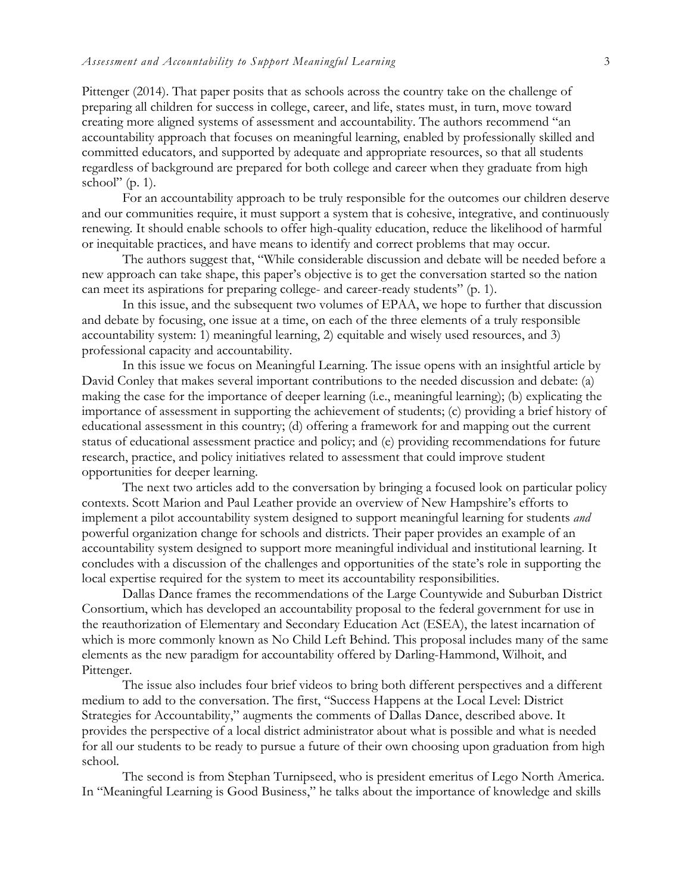Pittenger (2014). That paper posits that as schools across the country take on the challenge of preparing all children for success in college, career, and life, states must, in turn, move toward creating more aligned systems of assessment and accountability. The authors recommend "an accountability approach that focuses on meaningful learning, enabled by professionally skilled and committed educators, and supported by adequate and appropriate resources, so that all students regardless of background are prepared for both college and career when they graduate from high school" (p. 1).

For an accountability approach to be truly responsible for the outcomes our children deserve and our communities require, it must support a system that is cohesive, integrative, and continuously renewing. It should enable schools to offer high-quality education, reduce the likelihood of harmful or inequitable practices, and have means to identify and correct problems that may occur.

The authors suggest that, "While considerable discussion and debate will be needed before a new approach can take shape, this paper's objective is to get the conversation started so the nation can meet its aspirations for preparing college- and career-ready students" (p. 1).

In this issue, and the subsequent two volumes of EPAA, we hope to further that discussion and debate by focusing, one issue at a time, on each of the three elements of a truly responsible accountability system: 1) meaningful learning, 2) equitable and wisely used resources, and 3) professional capacity and accountability.

In this issue we focus on Meaningful Learning. The issue opens with an insightful article by David Conley that makes several important contributions to the needed discussion and debate: (a) making the case for the importance of deeper learning (i.e., meaningful learning); (b) explicating the importance of assessment in supporting the achievement of students; (c) providing a brief history of educational assessment in this country; (d) offering a framework for and mapping out the current status of educational assessment practice and policy; and (e) providing recommendations for future research, practice, and policy initiatives related to assessment that could improve student opportunities for deeper learning.

The next two articles add to the conversation by bringing a focused look on particular policy contexts. Scott Marion and Paul Leather provide an overview of New Hampshire's efforts to implement a pilot accountability system designed to support meaningful learning for students *and* powerful organization change for schools and districts. Their paper provides an example of an accountability system designed to support more meaningful individual and institutional learning. It concludes with a discussion of the challenges and opportunities of the state's role in supporting the local expertise required for the system to meet its accountability responsibilities.

Dallas Dance frames the recommendations of the Large Countywide and Suburban District Consortium, which has developed an accountability proposal to the federal government for use in the reauthorization of Elementary and Secondary Education Act (ESEA), the latest incarnation of which is more commonly known as No Child Left Behind. This proposal includes many of the same elements as the new paradigm for accountability offered by Darling-Hammond, Wilhoit, and Pittenger.

The issue also includes four brief videos to bring both different perspectives and a different medium to add to the conversation. The first, "Success Happens at the Local Level: District Strategies for Accountability," augments the comments of Dallas Dance, described above. It provides the perspective of a local district administrator about what is possible and what is needed for all our students to be ready to pursue a future of their own choosing upon graduation from high school.

The second is from Stephan Turnipseed, who is president emeritus of Lego North America. In "Meaningful Learning is Good Business," he talks about the importance of knowledge and skills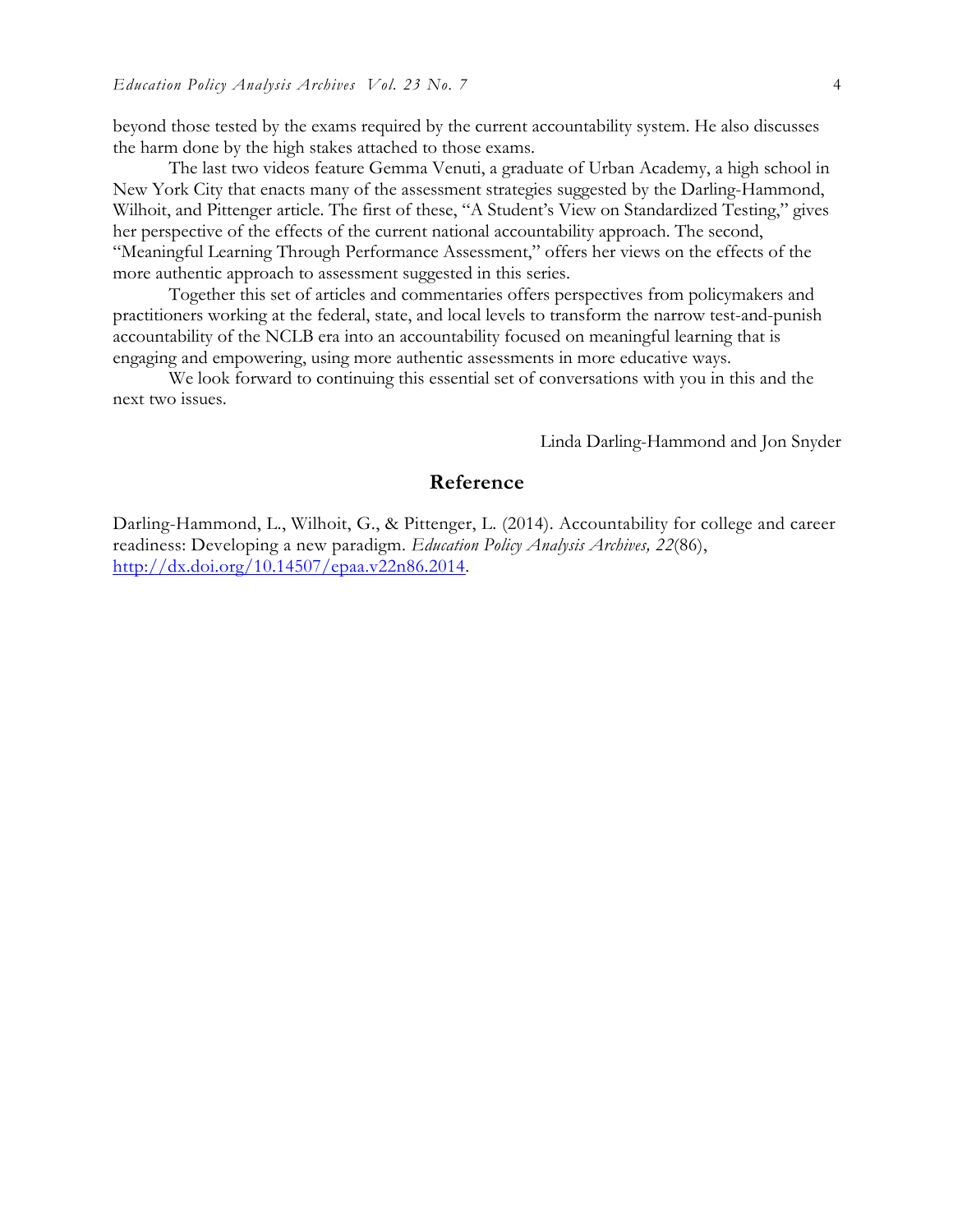beyond those tested by the exams required by the current accountability system. He also discusses the harm done by the high stakes attached to those exams.

The last two videos feature Gemma Venuti, a graduate of Urban Academy, a high school in New York City that enacts many of the assessment strategies suggested by the Darling-Hammond, Wilhoit, and Pittenger article. The first of these, "A Student's View on Standardized Testing," gives her perspective of the effects of the current national accountability approach. The second, "Meaningful Learning Through Performance Assessment," offers her views on the effects of the more authentic approach to assessment suggested in this series.

Together this set of articles and commentaries offers perspectives from policymakers and practitioners working at the federal, state, and local levels to transform the narrow test-and-punish accountability of the NCLB era into an accountability focused on meaningful learning that is engaging and empowering, using more authentic assessments in more educative ways.

We look forward to continuing this essential set of conversations with you in this and the next two issues.

Linda Darling-Hammond and Jon Snyder

## Reference

Darling-Hammond, L., Wilhoit, G., & Pittenger, L. (2014). Accountability for college and career readiness: Developing a new paradigm. *Education Policy Analysis Archives, 22*(86), http://dx.doi.org/10.14507/epaa.v22n86.2014.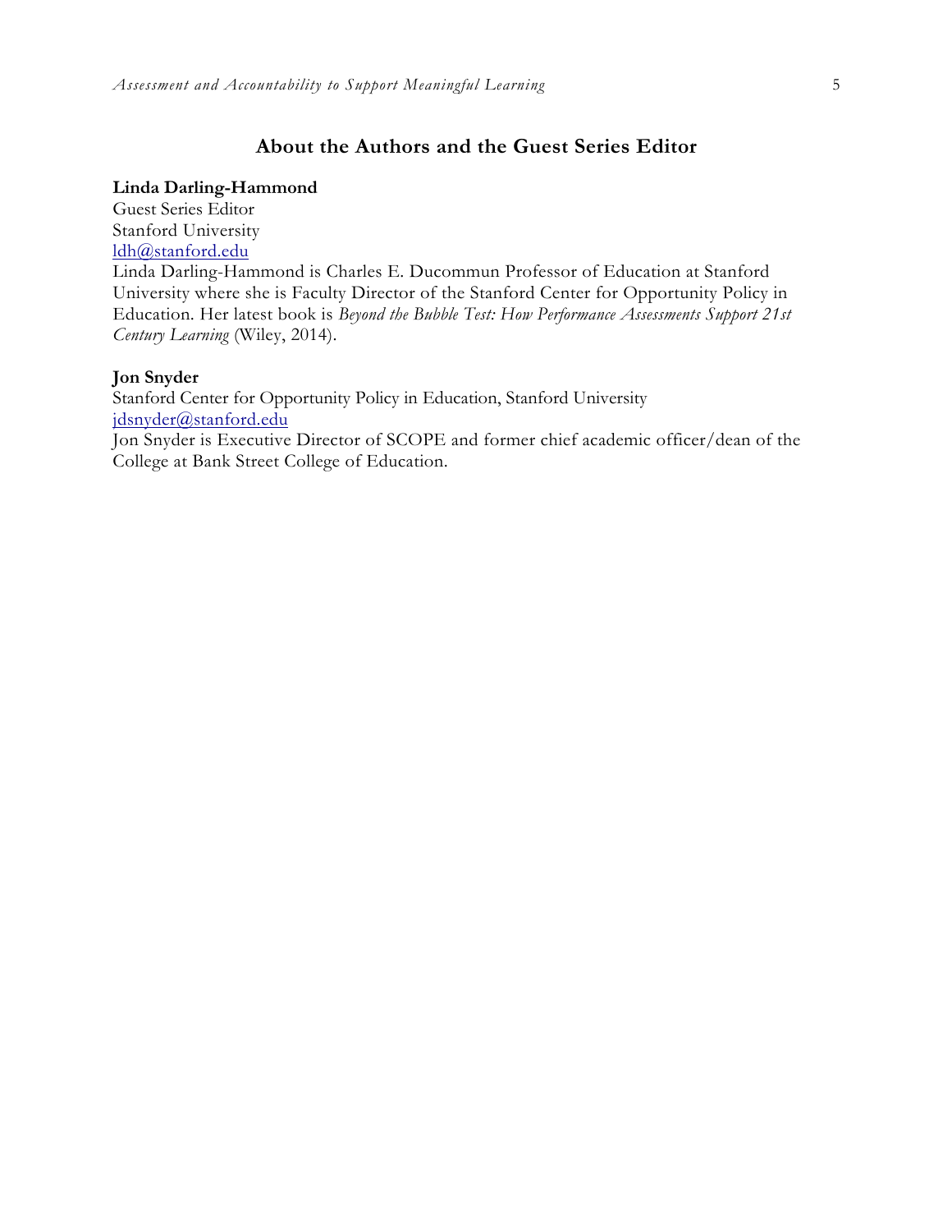## About the Authors and the Guest Series Editor

**Linda Darling-Hammond**
Guest Series Editor
Stanford University
ldh@stanford.edu
Linda Darling-Hammond is Charles E. Ducommun Professor of Education at Stanford University where she is Faculty Director of the Stanford Center for Opportunity Policy in Education. Her latest book is *Beyond the Bubble Test: How Performance Assessments Support 21st Century Learning* (Wiley, 2014).

**Jon Snyder**
Stanford Center for Opportunity Policy in Education, Stanford University
jdsnyder@stanford.edu
Jon Snyder is Executive Director of SCOPE and former chief academic officer/dean of the College at Bank Street College of Education.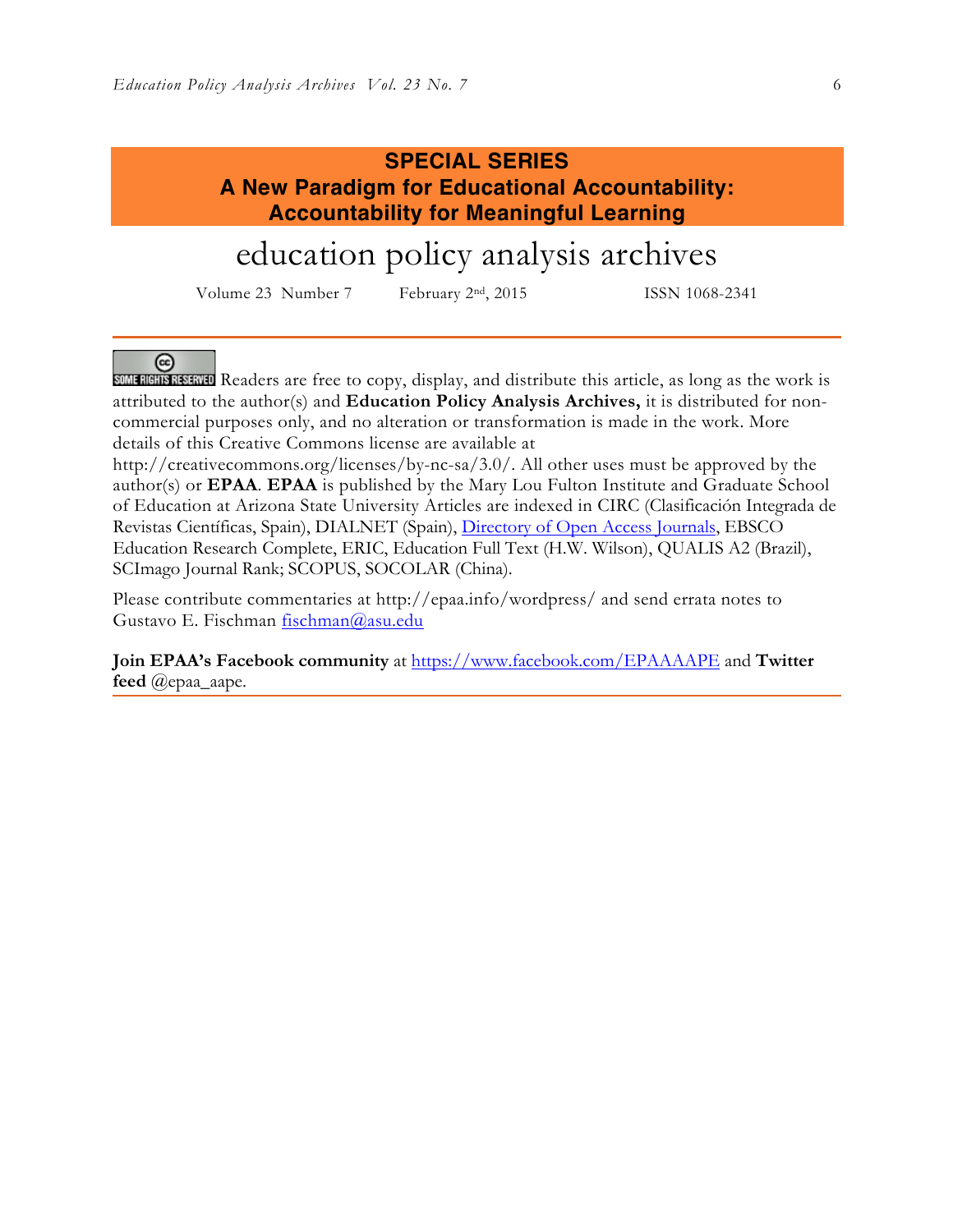**SPECIAL SERIES**
**A New Paradigm for Educational Accountability: Accountability for Meaningful Learning**

# education policy analysis archives

Volume 23 Number 7 February 2nd, 2015 ISSN 1068-2341

---

SOME RIGHTS RESERVED Readers are free to copy, display, and distribute this article, as long as the work is attributed to the author(s) and **Education Policy Analysis Archives,** it is distributed for non-commercial purposes only, and no alteration or transformation is made in the work. More details of this Creative Commons license are available at http://creativecommons.org/licenses/by-nc-sa/3.0/. All other uses must be approved by the author(s) or **EPAA**. **EPAA** is published by the Mary Lou Fulton Institute and Graduate School of Education at Arizona State University Articles are indexed in CIRC (Clasificación Integrada de Revistas Científicas, Spain), DIALNET (Spain), Directory of Open Access Journals, EBSCO Education Research Complete, ERIC, Education Full Text (H.W. Wilson), QUALIS A2 (Brazil), SCImago Journal Rank; SCOPUS, SOCOLAR (China).

Please contribute commentaries at http://epaa.info/wordpress/ and send errata notes to Gustavo E. Fischman fischman@asu.edu

**Join EPAA's Facebook community** at https://www.facebook.com/EPAAAAPE and **Twitter feed** @epaa_aape.

---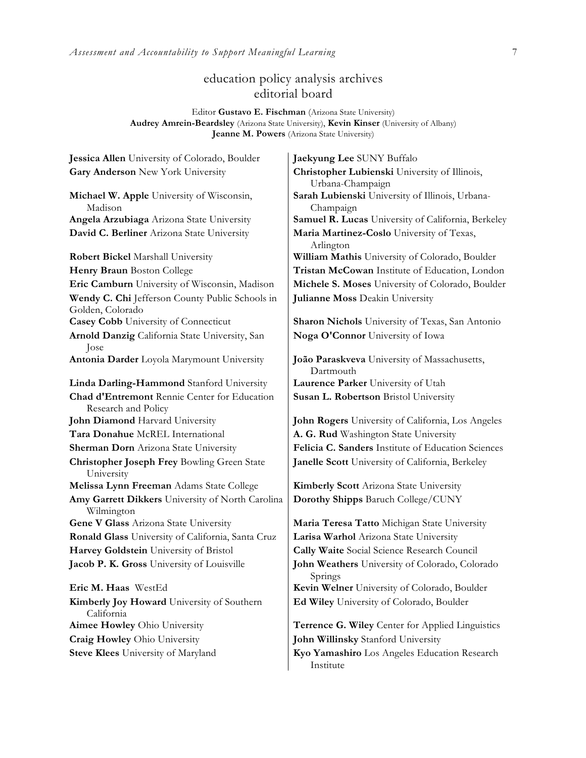# education policy analysis archives
## editorial board

Editor **Gustavo E. Fischman** (Arizona State University)
**Audrey Amrein-Beardsley** (Arizona State University), **Kevin Kinser** (University of Albany)
**Jeanne M. Powers** (Arizona State University)

**Jessica Allen** University of Colorado, Boulder
**Gary Anderson** New York University
**Michael W. Apple** University of Wisconsin, Madison
**Angela Arzubiaga** Arizona State University
**David C. Berliner** Arizona State University
**Robert Bickel** Marshall University
**Henry Braun** Boston College
**Eric Camburn** University of Wisconsin, Madison
**Wendy C. Chi** Jefferson County Public Schools in Golden, Colorado
**Casey Cobb** University of Connecticut
**Arnold Danzig** California State University, San Jose
**Antonia Darder** Loyola Marymount University
**Linda Darling-Hammond** Stanford University
**Chad d'Entremont** Rennie Center for Education Research and Policy
**John Diamond** Harvard University
**Tara Donahue** McREL International
**Sherman Dorn** Arizona State University
**Christopher Joseph Frey** Bowling Green State University
**Melissa Lynn Freeman** Adams State College
**Amy Garrett Dikkers** University of North Carolina Wilmington
**Gene V Glass** Arizona State University
**Ronald Glass** University of California, Santa Cruz
**Harvey Goldstein** University of Bristol
**Jacob P. K. Gross** University of Louisville
**Eric M. Haas** WestEd
**Kimberly Joy Howard** University of Southern California
**Aimee Howley** Ohio University
**Craig Howley** Ohio University
**Steve Klees** University of Maryland
**Jaekyung Lee** SUNY Buffalo
**Christopher Lubienski** University of Illinois, Urbana-Champaign
**Sarah Lubienski** University of Illinois, Urbana-Champaign
**Samuel R. Lucas** University of California, Berkeley
**Maria Martinez-Coslo** University of Texas, Arlington
**William Mathis** University of Colorado, Boulder
**Tristan McCowan** Institute of Education, London
**Michele S. Moses** University of Colorado, Boulder
**Julianne Moss** Deakin University
**Sharon Nichols** University of Texas, San Antonio
**Noga O'Connor** University of Iowa
**João Paraskveva** University of Massachusetts, Dartmouth
**Laurence Parker** University of Utah
**Susan L. Robertson** Bristol University
**John Rogers** University of California, Los Angeles
**A. G. Rud** Washington State University
**Felicia C. Sanders** Institute of Education Sciences
**Janelle Scott** University of California, Berkeley
**Kimberly Scott** Arizona State University
**Dorothy Shipps** Baruch College/CUNY
**Maria Teresa Tatto** Michigan State University
**Larisa Warhol** Arizona State University
**Cally Waite** Social Science Research Council
**John Weathers** University of Colorado, Colorado Springs
**Kevin Welner** University of Colorado, Boulder
**Ed Wiley** University of Colorado, Boulder
**Terrence G. Wiley** Center for Applied Linguistics
**John Willinsky** Stanford University
**Kyo Yamashiro** Los Angeles Education Research Institute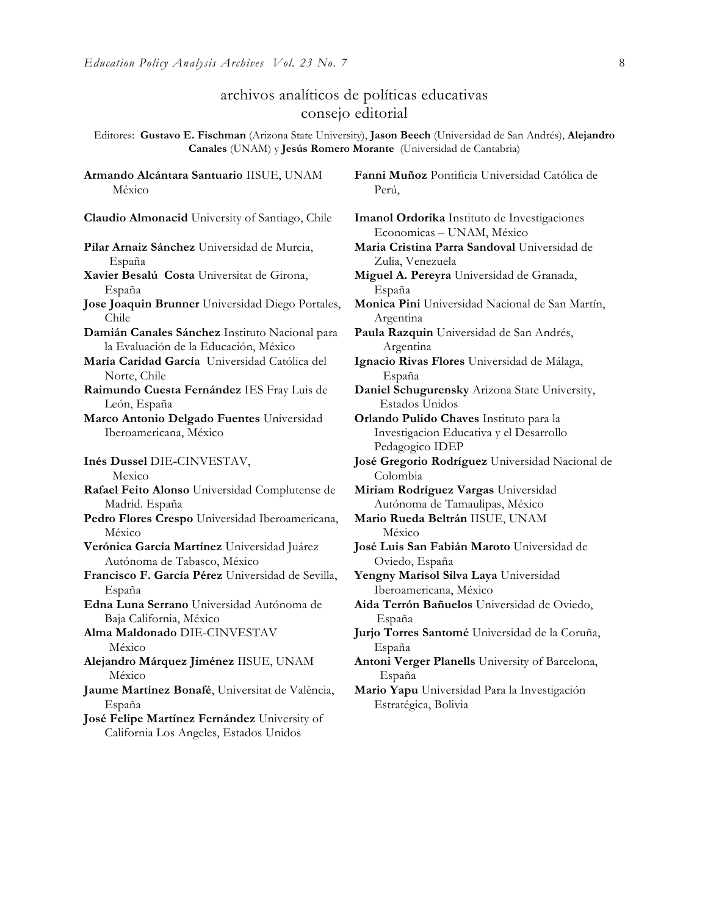## archivos analíticos de políticas educativas consejo editorial

Editores: **Gustavo E. Fischman** (Arizona State University), **Jason Beech** (Universidad de San Andrés), **Alejandro Canales** (UNAM) y **Jesús Romero Morante** (Universidad de Cantabria)

**Armando Alcántara Santuario** IISUE, UNAM México

**Claudio Almonacid** University of Santiago, Chile

**Pilar Arnaiz Sánchez** Universidad de Murcia, España

**Xavier Besalú Costa** Universitat de Girona, España

**Jose Joaquin Brunner** Universidad Diego Portales, Chile

**Damián Canales Sánchez** Instituto Nacional para la Evaluación de la Educación, México

**María Caridad García** Universidad Católica del Norte, Chile

**Raimundo Cuesta Fernández** IES Fray Luis de León, España

**Marco Antonio Delgado Fuentes** Universidad Iberoamericana, México

**Inés Dussel** DIE-CINVESTAV, Mexico

**Rafael Feito Alonso** Universidad Complutense de Madrid. España

**Pedro Flores Crespo** Universidad Iberoamericana, México

**Verónica García Martínez** Universidad Juárez Autónoma de Tabasco, México

**Francisco F. García Pérez** Universidad de Sevilla, España

**Edna Luna Serrano** Universidad Autónoma de Baja California, México

**Alma Maldonado** DIE-CINVESTAV México

**Alejandro Márquez Jiménez** IISUE, UNAM México

**Jaume Martínez Bonafé**, Universitat de València, España

**José Felipe Martínez Fernández** University of California Los Angeles, Estados Unidos

**Fanni Muñoz** Pontificia Universidad Católica de Perú,

**Imanol Ordorika** Instituto de Investigaciones Economicas – UNAM, México

**Maria Cristina Parra Sandoval** Universidad de Zulia, Venezuela

**Miguel A. Pereyra** Universidad de Granada, España

**Monica Pini** Universidad Nacional de San Martín, Argentina

**Paula Razquin** Universidad de San Andrés, Argentina

**Ignacio Rivas Flores** Universidad de Málaga, España

**Daniel Schugurensky** Arizona State University, Estados Unidos

**Orlando Pulido Chaves** Instituto para la Investigacion Educativa y el Desarrollo Pedagogico IDEP

**José Gregorio Rodríguez** Universidad Nacional de Colombia

**Miriam Rodríguez Vargas** Universidad Autónoma de Tamaulipas, México

**Mario Rueda Beltrán** IISUE, UNAM México

**José Luis San Fabián Maroto** Universidad de Oviedo, España

**Yengny Marisol Silva Laya** Universidad Iberoamericana, México

**Aida Terrón Bañuelos** Universidad de Oviedo, España

**Jurjo Torres Santomé** Universidad de la Coruña, España

**Antoni Verger Planells** University of Barcelona, España

**Mario Yapu** Universidad Para la Investigación Estratégica, Bolivia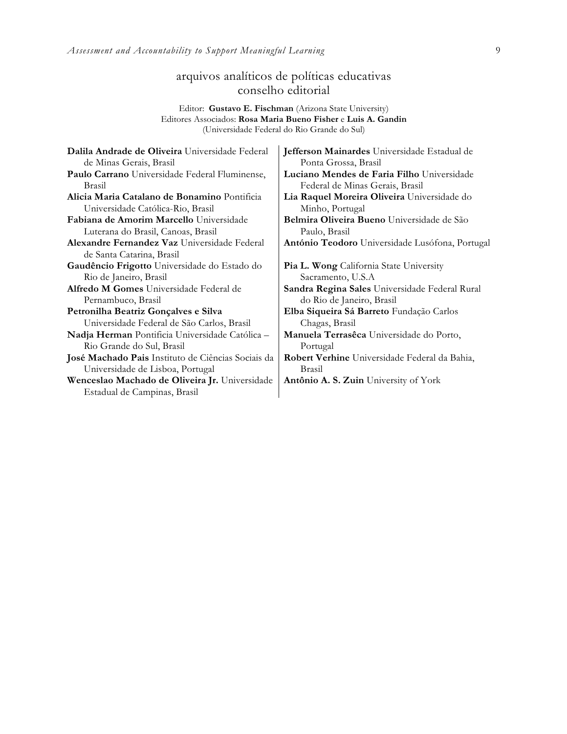## arquivos analíticos de políticas educativas
## conselho editorial

Editor: **Gustavo E. Fischman** (Arizona State University)
Editores Associados: **Rosa Maria Bueno Fisher** e **Luis A. Gandin**
(Universidade Federal do Rio Grande do Sul)

**Dalila Andrade de Oliveira** Universidade Federal de Minas Gerais, Brasil

**Paulo Carrano** Universidade Federal Fluminense, Brasil

**Alicia Maria Catalano de Bonamino** Pontificia Universidade Católica-Rio, Brasil

**Fabiana de Amorim Marcello** Universidade Luterana do Brasil, Canoas, Brasil

**Alexandre Fernandez Vaz** Universidade Federal de Santa Catarina, Brasil

**Gaudêncio Frigotto** Universidade do Estado do Rio de Janeiro, Brasil

**Alfredo M Gomes** Universidade Federal de Pernambuco, Brasil

**Petronilha Beatriz Gonçalves e Silva** Universidade Federal de São Carlos, Brasil

**Nadja Herman** Pontificia Universidade Católica – Rio Grande do Sul, Brasil

**José Machado Pais** Instituto de Ciências Sociais da Universidade de Lisboa, Portugal

**Wenceslao Machado de Oliveira Jr.** Universidade Estadual de Campinas, Brasil

**Jefferson Mainardes** Universidade Estadual de Ponta Grossa, Brasil

**Luciano Mendes de Faria Filho** Universidade Federal de Minas Gerais, Brasil

**Lia Raquel Moreira Oliveira** Universidade do Minho, Portugal

**Belmira Oliveira Bueno** Universidade de São Paulo, Brasil

**António Teodoro** Universidade Lusófona, Portugal

**Pia L. Wong** California State University Sacramento, U.S.A

**Sandra Regina Sales** Universidade Federal Rural do Rio de Janeiro, Brasil

**Elba Siqueira Sá Barreto** Fundação Carlos Chagas, Brasil

**Manuela Terrasêca** Universidade do Porto, Portugal

**Robert Verhine** Universidade Federal da Bahia, Brasil

**Antônio A. S. Zuin** University of York